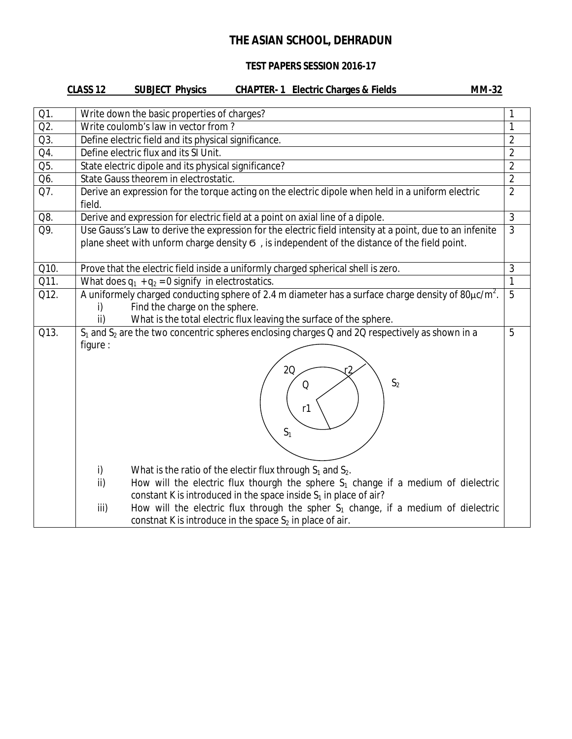# THE ASIAN SCHOOL, DEHRADUN

## TEST PAPERS SESSION 2016-17

**CLASS 12 SUBJECT Physics CHAPTER- 1 Electric Charges & Fields MM-32**

| Q1. | Write down the basic properties of charges? | 1 |
|---|---|---|
| Q2. | Write coulomb's law in vector from ? | 1 |
| Q3. | Define electric field and its physical significance. | 2 |
| Q4. | Define electric flux and its SI Unit. | 2 |
| Q5. | State electric dipole and its physical significance? | 2 |
| Q6. | State Gauss theorem in electrostatic. | 2 |
| Q7. | Derive an expression for the torque acting on the electric dipole when held in a uniform electric field. | 2 |
| Q8. | Derive and expression for electric field at a point on axial line of a dipole. | 3 |
| Q9. | Use Gauss's Law to derive the expression for the electric field intensity at a point, due to an infenite plane sheet with unform charge density $\sigma$ , is independent of the distance of the field point. | 3 |
| Q10. | Prove that the electric field inside a uniformly charged spherical shell is zero. | 3 |
| Q11. | What does $q_1 + q_2 = 0$ signify in electrostatics. | 1 |
| Q12. | A uniformely charged conducting sphere of 2.4 m diameter has a surface charge density of $80\mu c/m^2$. i) Find the charge on the sphere. ii) What is the total electric flux leaving the surface of the sphere. | 5 |
| Q13. | $S_1$ and $S_2$ are the two concentric spheres enclosing charges Q and 2Q respectively as shown in a figure : [Figure: concentric spheres, inner labelled Q, r1, S1; outer labelled 2Q, r2, S2] i) What is the ratio of the electir flux through $S_1$ and $S_2$. ii) How will the electric flux thourgh the sphere $S_1$ change if a medium of dielectric constant K is introduced in the space inside $S_1$ in place of air? iii) How will the electric flux through the spher $S_1$ change, if a medium of dielectric constnat K is introduce in the space $S_2$ in place of air. | 5 |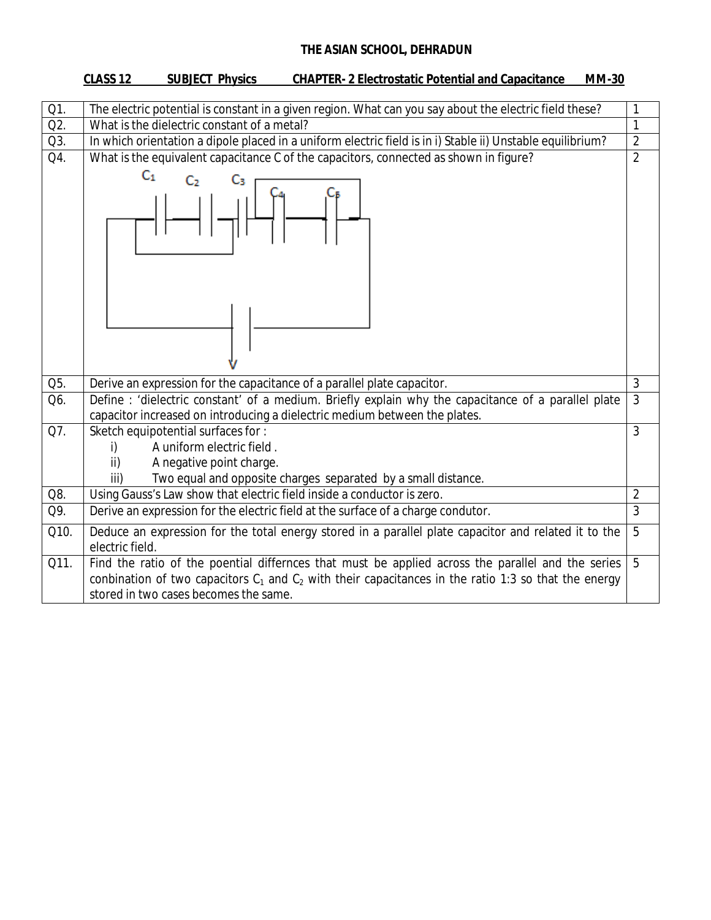**THE ASIAN SCHOOL, DEHRADUN**

**CLASS 12 SUBJECT Physics CHAPTER- 2 Electrostatic Potential and Capacitance MM-30**

| | | |
|---|---|---|
| Q1. | The electric potential is constant in a given region. What can you say about the electric field these? | 1 |
| Q2. | What is the dielectric constant of a metal? | 1 |
| Q3. | In which orientation a dipole placed in a uniform electric field is in i) Stable ii) Unstable equilibrium? | 2 |
| Q4. | What is the equivalent capacitance C of the capacitors, connected as shown in figure? | 2 |
| Q5. | Derive an expression for the capacitance of a parallel plate capacitor. | 3 |
| Q6. | Define : 'dielectric constant' of a medium. Briefly explain why the capacitance of a parallel plate capacitor increased on introducing a dielectric medium between the plates. | 3 |
| Q7. | Sketch equipotential surfaces for : i) A uniform electric field . ii) A negative point charge. iii) Two equal and opposite charges separated by a small distance. | 3 |
| Q8. | Using Gauss's Law show that electric field inside a conductor is zero. | 2 |
| Q9. | Derive an expression for the electric field at the surface of a charge condutor. | 3 |
| Q10. | Deduce an expression for the total energy stored in a parallel plate capacitor and related it to the electric field. | 5 |
| Q11. | Find the ratio of the poential differnces that must be applied across the parallel and the series conbination of two capacitors $C_1$ and $C_2$ with their capacitances in the ratio 1:3 so that the energy stored in two cases becomes the same. | 5 |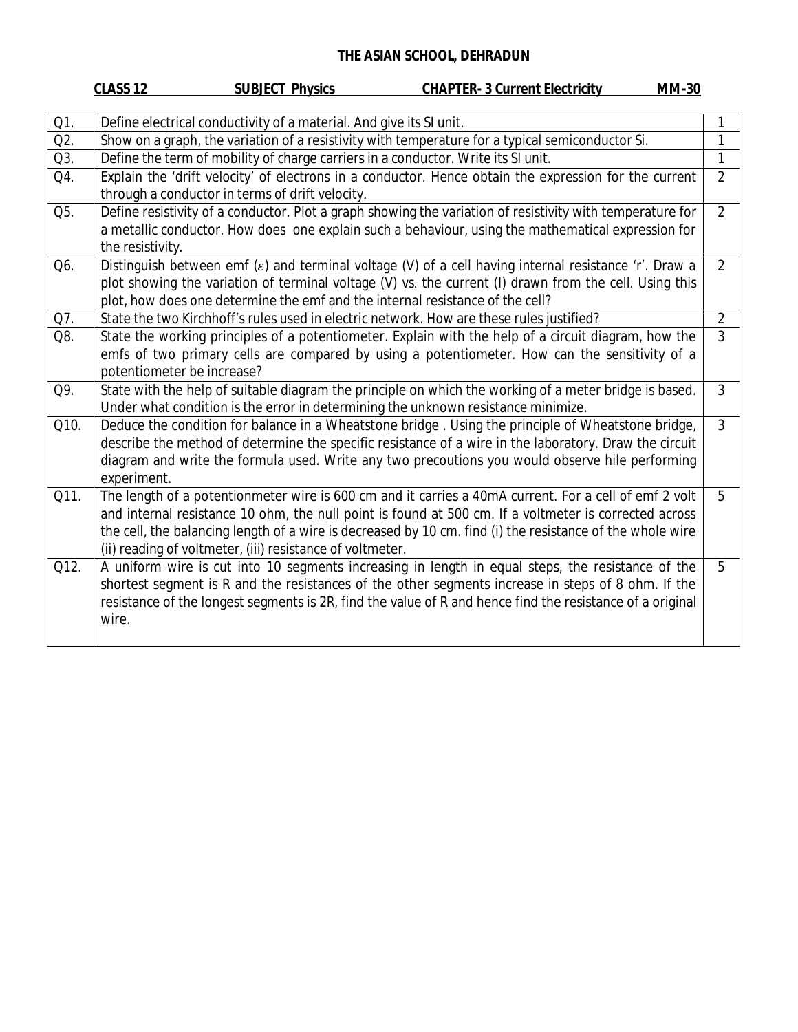# THE ASIAN SCHOOL, DEHRADUN

**CLASS 12** **SUBJECT Physics** **CHAPTER- 3 Current Electricity** **MM-30**

| | | |
|---|---|---|
| Q1. | Define electrical conductivity of a material. And give its SI unit. | 1 |
| Q2. | Show on a graph, the variation of a resistivity with temperature for a typical semiconductor Si. | 1 |
| Q3. | Define the term of mobility of charge carriers in a conductor. Write its SI unit. | 1 |
| Q4. | Explain the 'drift velocity' of electrons in a conductor. Hence obtain the expression for the current through a conductor in terms of drift velocity. | 2 |
| Q5. | Define resistivity of a conductor. Plot a graph showing the variation of resistivity with temperature for a metallic conductor. How does one explain such a behaviour, using the mathematical expression for the resistivity. | 2 |
| Q6. | Distinguish between emf ($\varepsilon$) and terminal voltage (V) of a cell having internal resistance 'r'. Draw a plot showing the variation of terminal voltage (V) vs. the current (I) drawn from the cell. Using this plot, how does one determine the emf and the internal resistance of the cell? | 2 |
| Q7. | State the two Kirchhoff's rules used in electric network. How are these rules justified? | 2 |
| Q8. | State the working principles of a potentiometer. Explain with the help of a circuit diagram, how the emfs of two primary cells are compared by using a potentiometer. How can the sensitivity of a potentiometer be increase? | 3 |
| Q9. | State with the help of suitable diagram the principle on which the working of a meter bridge is based. Under what condition is the error in determining the unknown resistance minimize. | 3 |
| Q10. | Deduce the condition for balance in a Wheatstone bridge . Using the principle of Wheatstone bridge, describe the method of determine the specific resistance of a wire in the laboratory. Draw the circuit diagram and write the formula used. Write any two precoutions you would observe hile performing experiment. | 3 |
| Q11. | The length of a potentionmeter wire is 600 cm and it carries a 40mA current. For a cell of emf 2 volt and internal resistance 10 ohm, the null point is found at 500 cm. If a voltmeter is corrected across the cell, the balancing length of a wire is decreased by 10 cm. find (i) the resistance of the whole wire (ii) reading of voltmeter, (iii) resistance of voltmeter. | 5 |
| Q12. | A uniform wire is cut into 10 segments increasing in length in equal steps, the resistance of the shortest segment is R and the resistances of the other segments increase in steps of 8 ohm. If the resistance of the longest segments is 2R, find the value of R and hence find the resistance of a original wire. | 5 |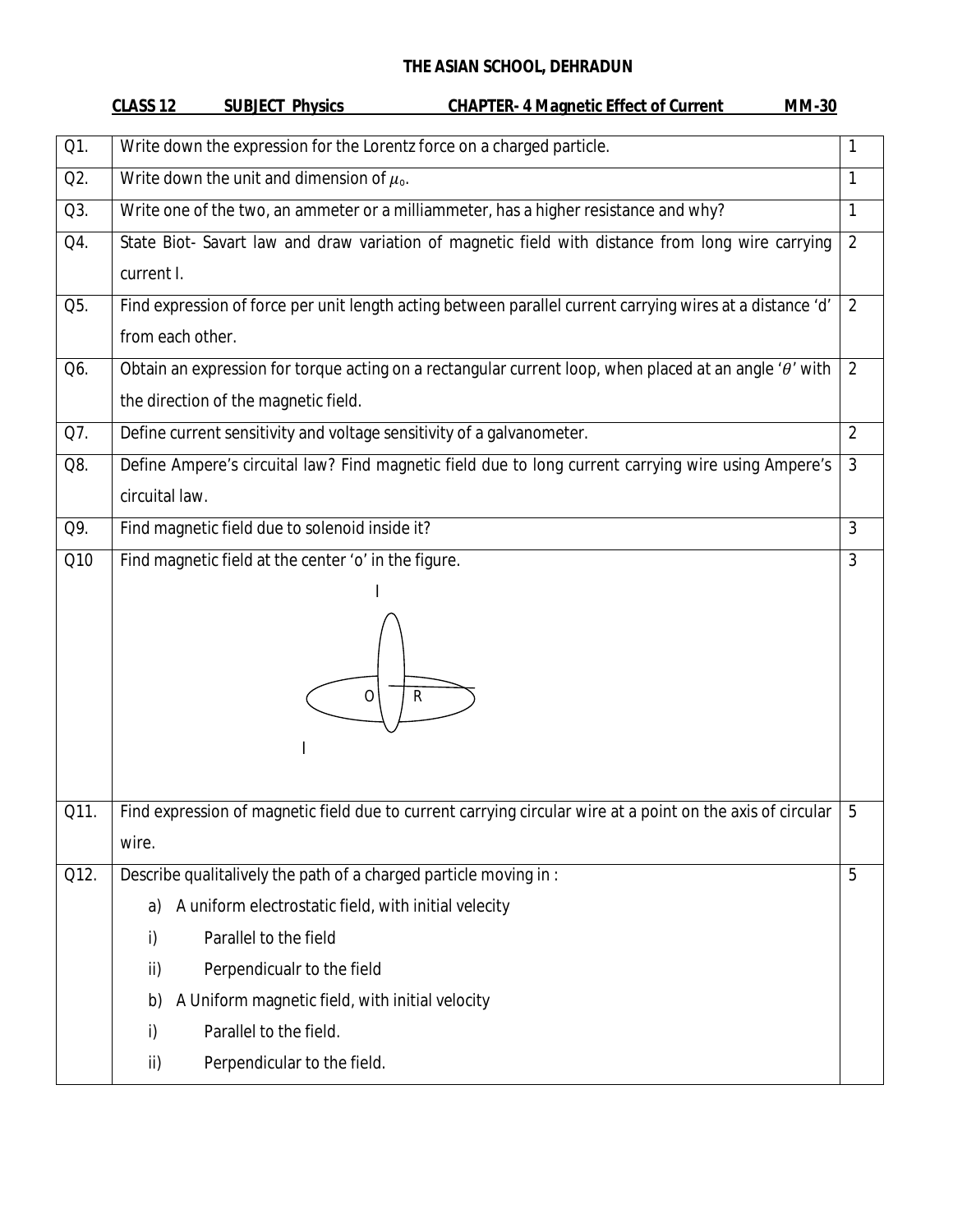**THE ASIAN SCHOOL, DEHRADUN**

**CLASS 12** **SUBJECT Physics** **CHAPTER- 4 Magnetic Effect of Current** **MM-30**

| | | |
|---|---|---|
| Q1. | Write down the expression for the Lorentz force on a charged particle. | 1 |
| Q2. | Write down the unit and dimension of $\mu_0$. | 1 |
| Q3. | Write one of the two, an ammeter or a milliammeter, has a higher resistance and why? | 1 |
| Q4. | State Biot- Savart law and draw variation of magnetic field with distance from long wire carrying current I. | 2 |
| Q5. | Find expression of force per unit length acting between parallel current carrying wires at a distance 'd' from each other. | 2 |
| Q6. | Obtain an expression for torque acting on a rectangular current loop, when placed at an angle '$\theta$' with the direction of the magnetic field. | 2 |
| Q7. | Define current sensitivity and voltage sensitivity of a galvanometer. | 2 |
| Q8. | Define Ampere's circuital law? Find magnetic field due to long current carrying wire using Ampere's circuital law. | 3 |
| Q9. | Find magnetic field due to solenoid inside it? | 3 |
| Q10 | Find magnetic field at the center 'o' in the figure. (Figure: two circular loops of radius R, one vertical and one horizontal, with common centre O, each carrying current I) | 3 |
| Q11. | Find expression of magnetic field due to current carrying circular wire at a point on the axis of circular wire. | 5 |
| Q12. | Describe qualitatively the path of a charged particle moving in :<br>a) A uniform electrostatic field, with initial velecity<br>i) Parallel to the field<br>ii) Perpendicualr to the field<br>b) A Uniform magnetic field, with initial velocity<br>i) Parallel to the field.<br>ii) Perpendicular to the field. | 5 |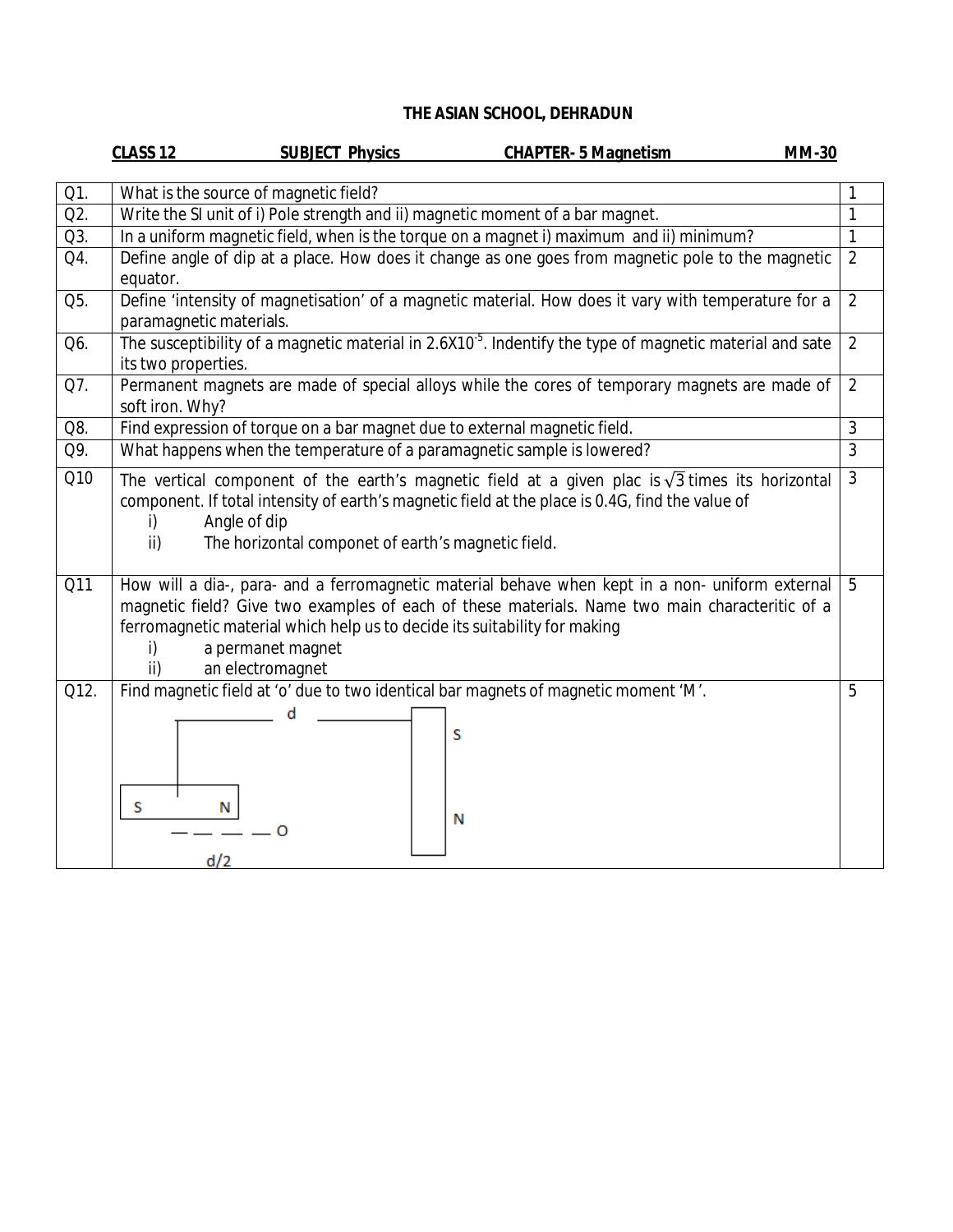# THE ASIAN SCHOOL, DEHRADUN

**CLASS 12** **SUBJECT Physics** **CHAPTER- 5 Magnetism** **MM-30**

| | | |
|---|---|---|
| Q1. | What is the source of magnetic field? | 1 |
| Q2. | Write the SI unit of i) Pole strength and ii) magnetic moment of a bar magnet. | 1 |
| Q3. | In a uniform magnetic field, when is the torque on a magnet i) maximum and ii) minimum? | 1 |
| Q4. | Define angle of dip at a place. How does it change as one goes from magnetic pole to the magnetic equator. | 2 |
| Q5. | Define 'intensity of magnetisation' of a magnetic material. How does it vary with temperature for a paramagnetic materials. | 2 |
| Q6. | The susceptibility of a magnetic material in $2.6X10^{-5}$. Indentify the type of magnetic material and sate its two properties. | 2 |
| Q7. | Permanent magnets are made of special alloys while the cores of temporary magnets are made of soft iron. Why? | 2 |
| Q8. | Find expression of torque on a bar magnet due to external magnetic field. | 3 |
| Q9. | What happens when the temperature of a paramagnetic sample is lowered? | 3 |
| Q10 | The vertical component of the earth's magnetic field at a given plac is $\sqrt{3}$ times its horizontal component. If total intensity of earth's magnetic field at the place is 0.4G, find the value of <br> i) Angle of dip <br> ii) The horizontal componet of earth's magnetic field. | 3 |
| Q11 | How will a dia-, para- and a ferromagnetic material behave when kept in a non- uniform external magnetic field? Give two examples of each of these materials. Name two main characteritic of a ferromagnetic material which help us to decide its suitability for making <br> i) a permanet magnet <br> ii) an electromagnet | 5 |
| Q12. | Find magnetic field at 'o' due to two identical bar magnets of magnetic moment 'M'. <br> d <br> S N — — — — O <br> d/2 <br> S <br> N | 5 |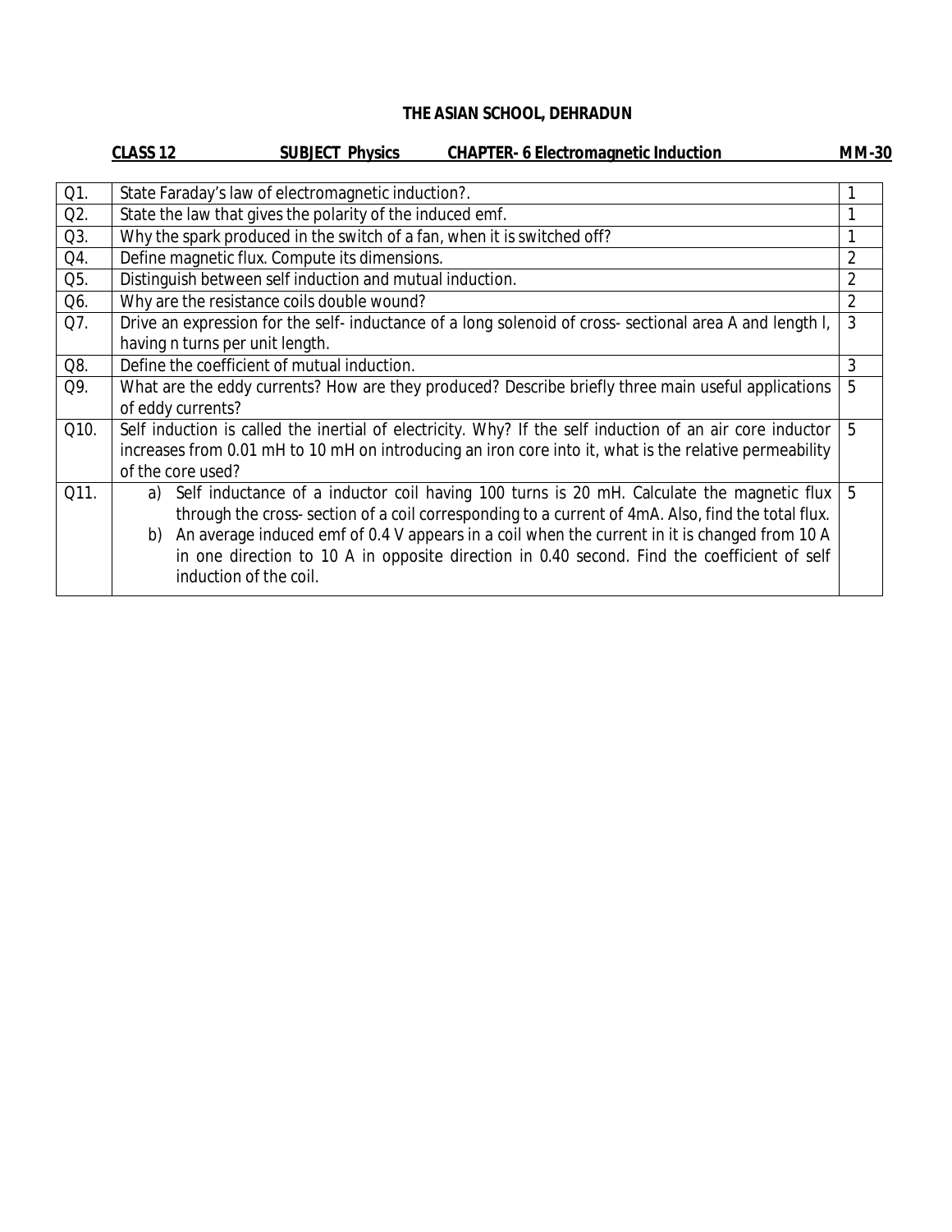# THE ASIAN SCHOOL, DEHRADUN

**CLASS 12** **SUBJECT Physics** **CHAPTER- 6 Electromagnetic Induction** **MM-30**

| | | |
|---|---|---|
| Q1. | State Faraday's law of electromagnetic induction?. | 1 |
| Q2. | State the law that gives the polarity of the induced emf. | 1 |
| Q3. | Why the spark produced in the switch of a fan, when it is switched off? | 1 |
| Q4. | Define magnetic flux. Compute its dimensions. | 2 |
| Q5. | Distinguish between self induction and mutual induction. | 2 |
| Q6. | Why are the resistance coils double wound? | 2 |
| Q7. | Drive an expression for the self- inductance of a long solenoid of cross- sectional area A and length l, having n turns per unit length. | 3 |
| Q8. | Define the coefficient of mutual induction. | 3 |
| Q9. | What are the eddy currents? How are they produced? Describe briefly three main useful applications of eddy currents? | 5 |
| Q10. | Self induction is called the inertial of electricity. Why? If the self induction of an air core inductor increases from 0.01 mH to 10 mH on introducing an iron core into it, what is the relative permeability of the core used? | 5 |
| Q11. | a) Self inductance of a inductor coil having 100 turns is 20 mH. Calculate the magnetic flux through the cross- section of a coil corresponding to a current of 4mA. Also, find the total flux. <br> b) An average induced emf of 0.4 V appears in a coil when the current in it is changed from 10 A in one direction to 10 A in opposite direction in 0.40 second. Find the coefficient of self induction of the coil. | 5 |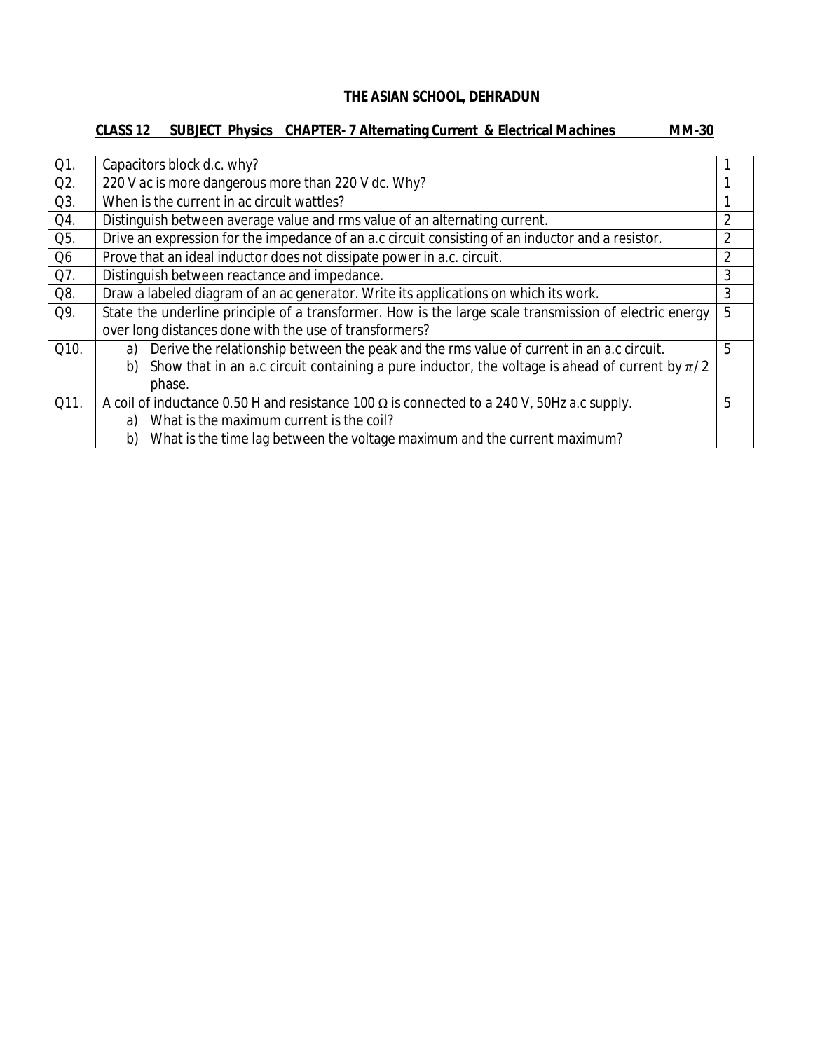**THE ASIAN SCHOOL, DEHRADUN**

**CLASS 12 SUBJECT Physics CHAPTER- 7 Alternating Current & Electrical Machines MM-30**

| | | |
|---|---|---|
| Q1. | Capacitors block d.c. why? | 1 |
| Q2. | 220 V ac is more dangerous more than 220 V dc. Why? | 1 |
| Q3. | When is the current in ac circuit wattles? | 1 |
| Q4. | Distinguish between average value and rms value of an alternating current. | 2 |
| Q5. | Drive an expression for the impedance of an a.c circuit consisting of an inductor and a resistor. | 2 |
| Q6 | Prove that an ideal inductor does not dissipate power in a.c. circuit. | 2 |
| Q7. | Distinguish between reactance and impedance. | 3 |
| Q8. | Draw a labeled diagram of an ac generator. Write its applications on which its work. | 3 |
| Q9. | State the underline principle of a transformer. How is the large scale transmission of electric energy over long distances done with the use of transformers? | 5 |
| Q10. | a) Derive the relationship between the peak and the rms value of current in an a.c circuit. <br> b) Show that in an a.c circuit containing a pure inductor, the voltage is ahead of current by $\pi/2$ phase. | 5 |
| Q11. | A coil of inductance 0.50 H and resistance 100 Ω is connected to a 240 V, 50Hz a.c supply. <br> a) What is the maximum current is the coil? <br> b) What is the time lag between the voltage maximum and the current maximum? | 5 |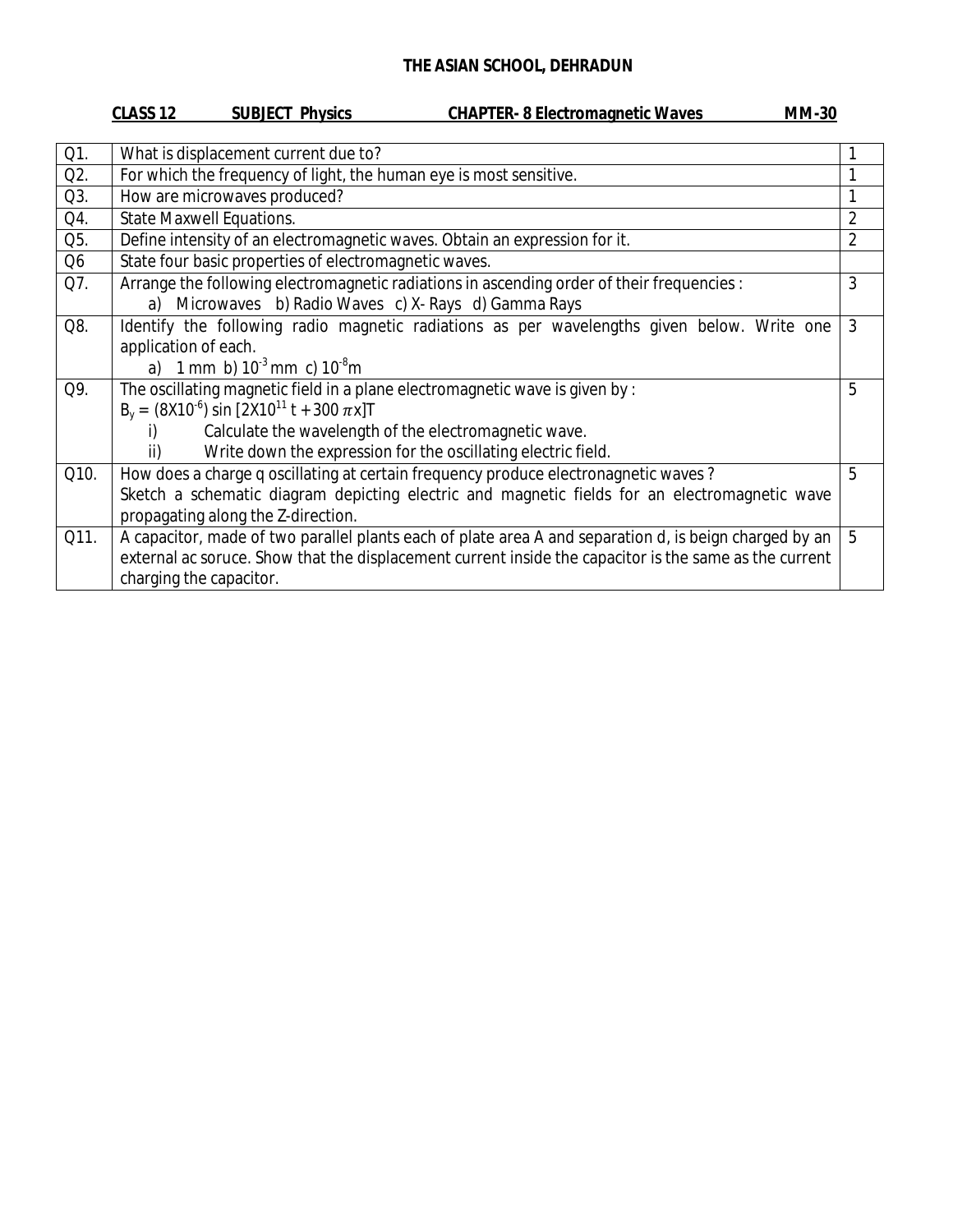# THE ASIAN SCHOOL, DEHRADUN

**CLASS 12 SUBJECT Physics CHAPTER- 8 Electromagnetic Waves MM-30**

| Q. | Question | Marks |
|---|---|---|
| Q1. | What is displacement current due to? | 1 |
| Q2. | For which the frequency of light, the human eye is most sensitive. | 1 |
| Q3. | How are microwaves produced? | 1 |
| Q4. | State Maxwell Equations. | 2 |
| Q5. | Define intensity of an electromagnetic waves. Obtain an expression for it. | 2 |
| Q6 | State four basic properties of electromagnetic waves. | |
| Q7. | Arrange the following electromagnetic radiations in ascending order of their frequencies : a) Microwaves b) Radio Waves c) X- Rays d) Gamma Rays | 3 |
| Q8. | Identify the following radio magnetic radiations as per wavelengths given below. Write one application of each. a) 1 mm b) $10^{-3}$ mm c) $10^{-8}$m | 3 |
| Q9. | The oscillating magnetic field in a plane electromagnetic wave is given by : $B_y = (8X10^{-6}) \sin [2X10^{11} t + 300 \pi x]T$ i) Calculate the wavelength of the electromagnetic wave. ii) Write down the expression for the oscillating electric field. | 5 |
| Q10. | How does a charge q oscillating at certain frequency produce electronagnetic waves ? Sketch a schematic diagram depicting electric and magnetic fields for an electromagnetic wave propagating along the Z-direction. | 5 |
| Q11. | A capacitor, made of two parallel plants each of plate area A and separation d, is beign charged by an external ac soruce. Show that the displacement current inside the capacitor is the same as the current charging the capacitor. | 5 |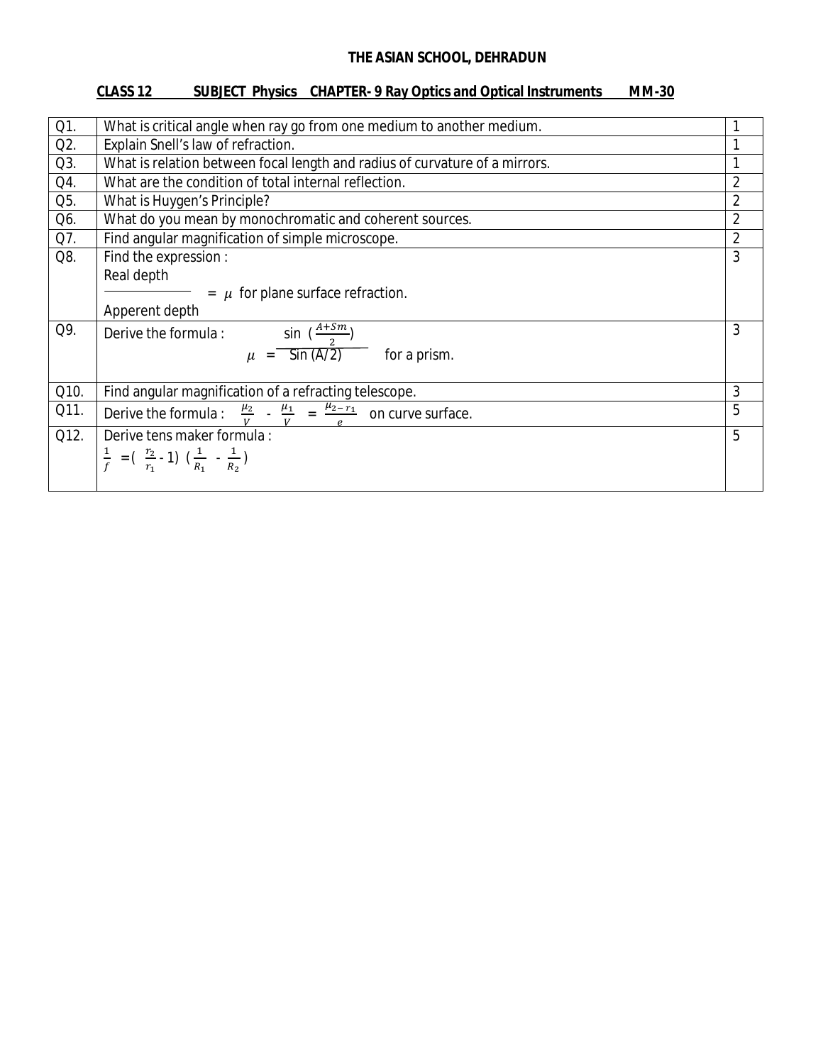**THE ASIAN SCHOOL, DEHRADUN**

**CLASS 12 SUBJECT Physics CHAPTER- 9 Ray Optics and Optical Instruments MM-30**

| | | |
|---|---|---|
| Q1. | What is critical angle when ray go from one medium to another medium. | 1 |
| Q2. | Explain Snell's law of refraction. | 1 |
| Q3. | What is relation between focal length and radius of curvature of a mirrors. | 1 |
| Q4. | What are the condition of total internal reflection. | 2 |
| Q5. | What is Huygen's Principle? | 2 |
| Q6. | What do you mean by monochromatic and coherent sources. | 2 |
| Q7. | Find angular magnification of simple microscope. | 2 |
| Q8. | Find the expression : $\frac{\text{Real depth}}{\text{Apperent depth}} = \mu$ for plane surface refraction. | 3 |
| Q9. | Derive the formula : $\mu = \frac{\sin\left(\frac{A+Sm}{2}\right)}{\text{Sin}(A/2)}$ for a prism. | 3 |
| Q10. | Find angular magnification of a refracting telescope. | 3 |
| Q11. | Derive the formula : $\frac{\mu_2}{V} - \frac{\mu_1}{V} = \frac{\mu_{2-} r_1}{e}$ on curve surface. | 5 |
| Q12. | Derive tens maker formula : $\frac{1}{f} = \left(\frac{r_2}{r_1} - 1\right)\left(\frac{1}{R_1} - \frac{1}{R_2}\right)$ | 5 |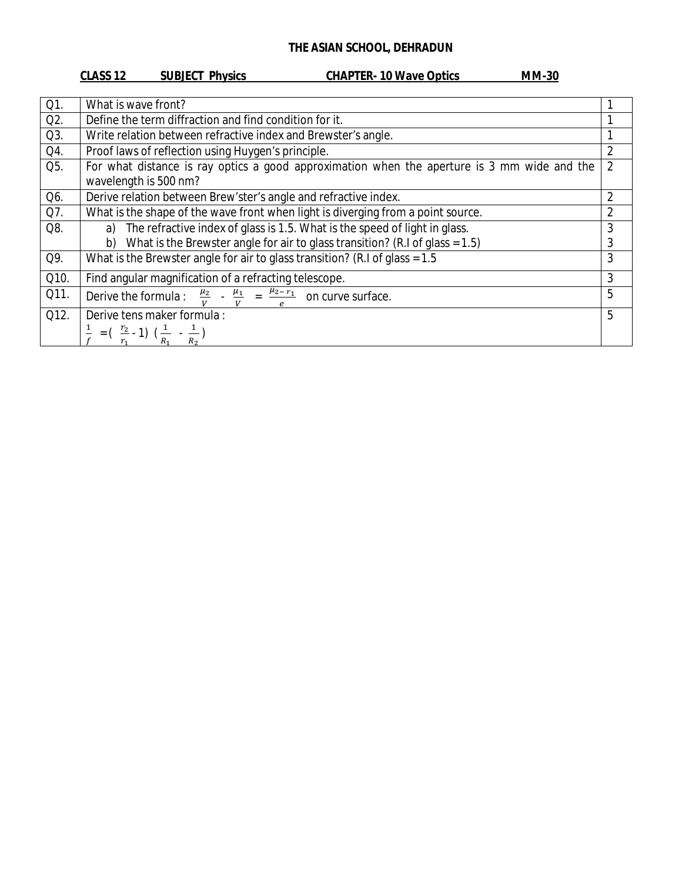**THE ASIAN SCHOOL, DEHRADUN**

**CLASS 12** **SUBJECT Physics** **CHAPTER- 10 Wave Optics** **MM-30**

| | | |
|---|---|---|
| Q1. | What is wave front? | 1 |
| Q2. | Define the term diffraction and find condition for it. | 1 |
| Q3. | Write relation between refractive index and Brewster's angle. | 1 |
| Q4. | Proof laws of reflection using Huygen's principle. | 2 |
| Q5. | For what distance is ray optics a good approximation when the aperture is 3 mm wide and the wavelength is 500 nm? | 2 |
| Q6. | Derive relation between Brew'ster's angle and refractive index. | 2 |
| Q7. | What is the shape of the wave front when light is diverging from a point source. | 2 |
| Q8. | a) The refractive index of glass is 1.5. What is the speed of light in glass.<br>b) What is the Brewster angle for air to glass transition? (R.I of glass = 1.5) | 3<br>3 |
| Q9. | What is the Brewster angle for air to glass transition? (R.I of glass = 1.5 | 3 |
| Q10. | Find angular magnification of a refracting telescope. | 3 |
| Q11. | Derive the formula : $\frac{\mu_2}{V} - \frac{\mu_1}{V} = \frac{\mu_{2-} r_1}{e}$ on curve surface. | 5 |
| Q12. | Derive tens maker formula :<br>$\frac{1}{f} = ( \frac{r_2}{r_1} - 1) ( \frac{1}{R_1} - \frac{1}{R_2} )$ | 5 |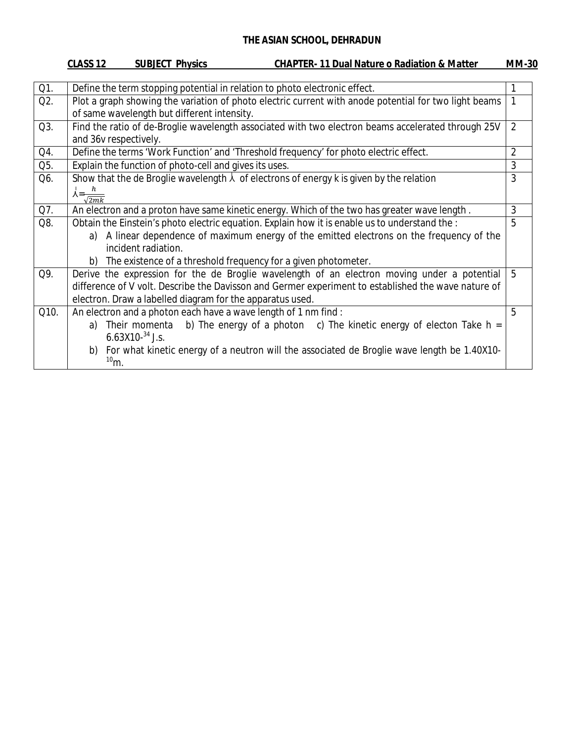**THE ASIAN SCHOOL, DEHRADUN**

**CLASS 12 SUBJECT Physics CHAPTER- 11 Dual Nature o Radiation & Matter MM-30**

| | | |
|---|---|---|
| Q1. | Define the term stopping potential in relation to photo electronic effect. | 1 |
| Q2. | Plot a graph showing the variation of photo electric current with anode potential for two light beams of same wavelength but different intensity. | 1 |
| Q3. | Find the ratio of de-Broglie wavelength associated with two electron beams accelerated through 25V and 36v respectively. | 2 |
| Q4. | Define the terms 'Work Function' and 'Threshold frequency' for photo electric effect. | 2 |
| Q5. | Explain the function of photo-cell and gives its uses. | 3 |
| Q6. | Show that the de Broglie wavelength $\lambda$ of electrons of energy k is given by the relation $\lambda = \frac{h}{\sqrt{2mk}}$ | 3 |
| Q7. | An electron and a proton have same kinetic energy. Which of the two has greater wave length . | 3 |
| Q8. | Obtain the Einstein's photo electric equation. Explain how it is enable us to understand the :<br>a) A linear dependence of maximum energy of the emitted electrons on the frequency of the incident radiation.<br>b) The existence of a threshold frequency for a given photometer. | 5 |
| Q9. | Derive the expression for the de Broglie wavelength of an electron moving under a potential difference of V volt. Describe the Davisson and Germer experiment to established the wave nature of electron. Draw a labelled diagram for the apparatus used. | 5 |
| Q10. | An electron and a photon each have a wave length of 1 nm find :<br>a) Their momenta b) The energy of a photon c) The kinetic energy of electon Take h = $6.63 \times 10^{-34}$ J.s.<br>b) For what kinetic energy of a neutron will the associated de Broglie wave length be $1.40 \times 10^{-10}$m. | 5 |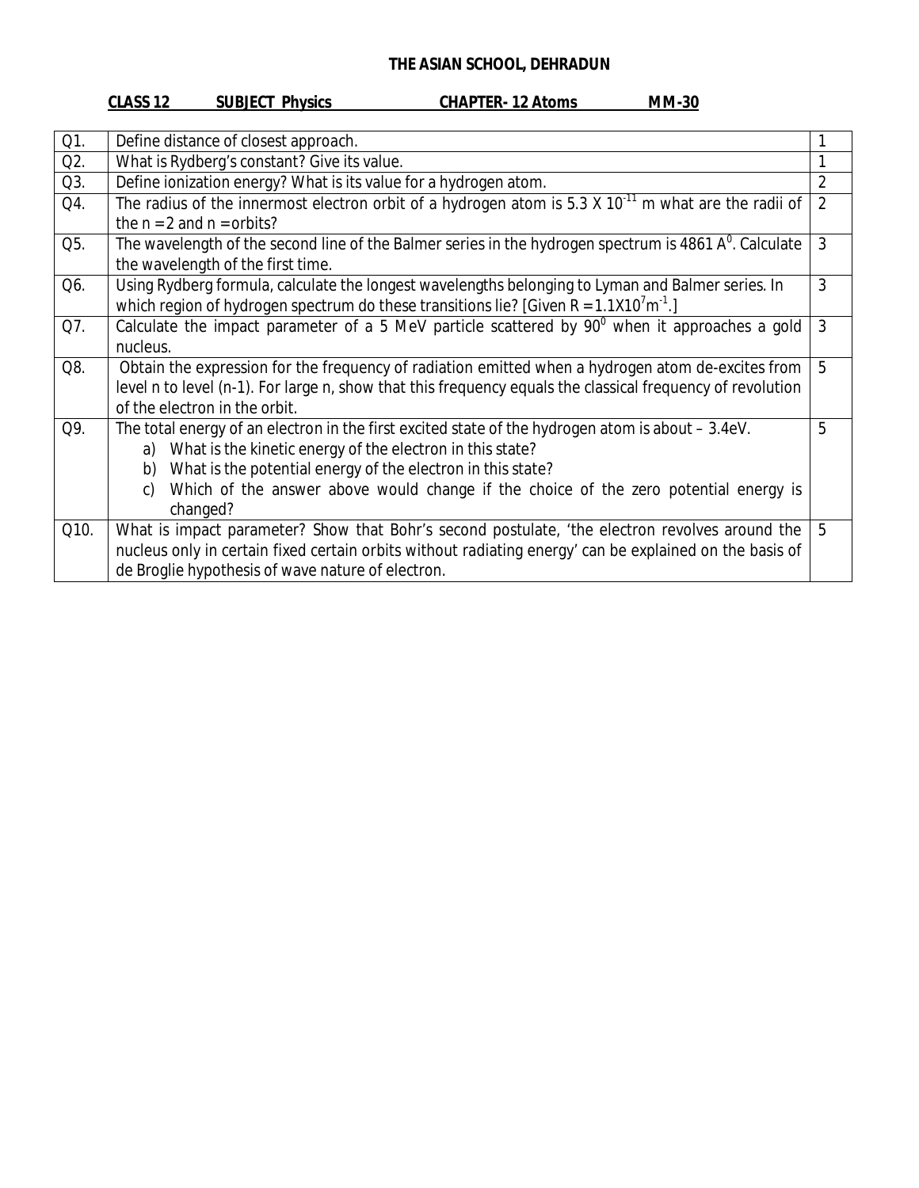# THE ASIAN SCHOOL, DEHRADUN

**CLASS 12　　SUBJECT Physics　　CHAPTER- 12 Atoms　　MM-30**

| | | |
|---|---|---|
| Q1. | Define distance of closest approach. | 1 |
| Q2. | What is Rydberg's constant? Give its value. | 1 |
| Q3. | Define ionization energy? What is its value for a hydrogen atom. | 2 |
| Q4. | The radius of the innermost electron orbit of a hydrogen atom is $5.3 \times 10^{-11}$ m what are the radii of the n = 2 and n = orbits? | 2 |
| Q5. | The wavelength of the second line of the Balmer series in the hydrogen spectrum is 4861 $A^0$. Calculate the wavelength of the first time. | 3 |
| Q6. | Using Rydberg formula, calculate the longest wavelengths belonging to Lyman and Balmer series. In which region of hydrogen spectrum do these transitions lie? [Given $R = 1.1 \times 10^7 m^{-1}$.] | 3 |
| Q7. | Calculate the impact parameter of a 5 MeV particle scattered by $90^0$ when it approaches a gold nucleus. | 3 |
| Q8. | Obtain the expression for the frequency of radiation emitted when a hydrogen atom de-excites from level n to level (n-1). For large n, show that this frequency equals the classical frequency of revolution of the electron in the orbit. | 5 |
| Q9. | The total energy of an electron in the first excited state of the hydrogen atom is about – 3.4eV. a) What is the kinetic energy of the electron in this state? b) What is the potential energy of the electron in this state? c) Which of the answer above would change if the choice of the zero potential energy is changed? | 5 |
| Q10. | What is impact parameter? Show that Bohr's second postulate, 'the electron revolves around the nucleus only in certain fixed certain orbits without radiating energy' can be explained on the basis of de Broglie hypothesis of wave nature of electron. | 5 |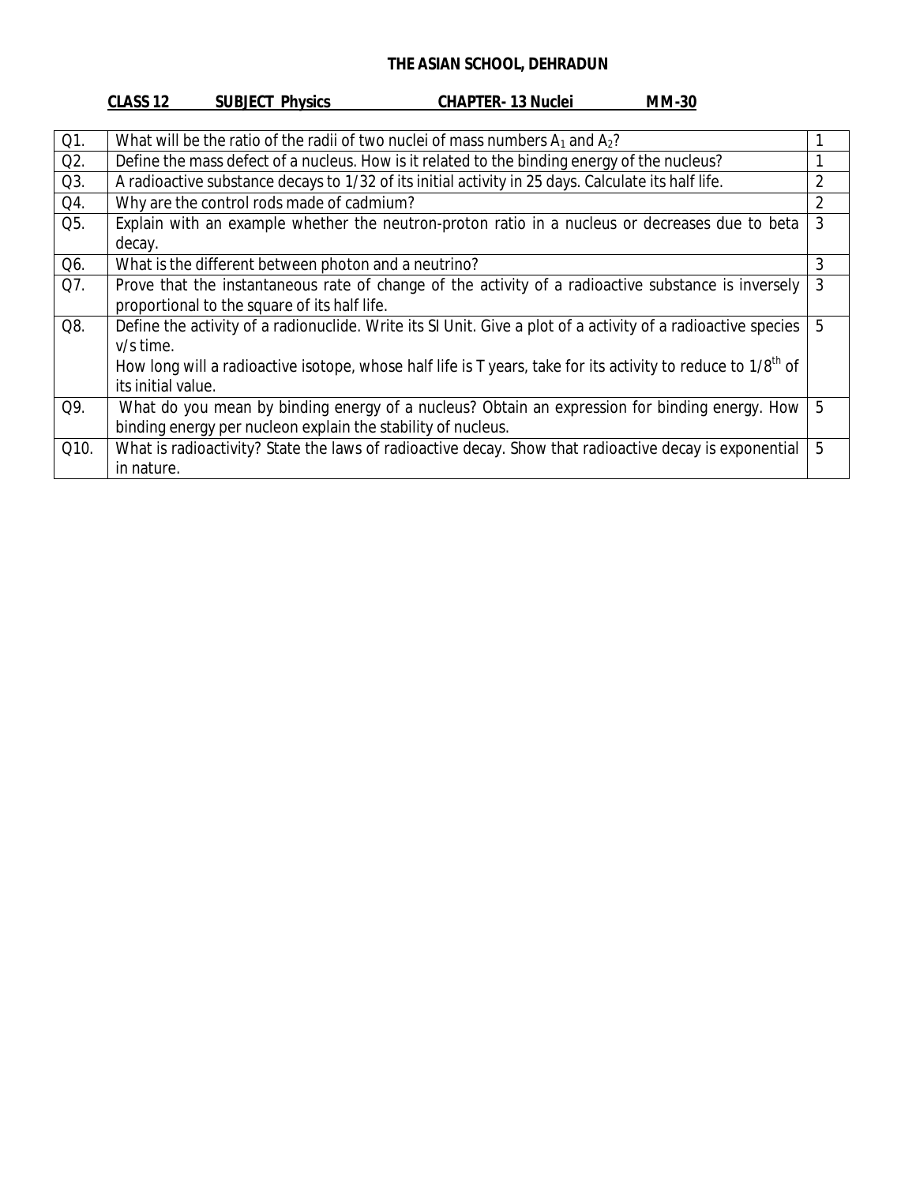# THE ASIAN SCHOOL, DEHRADUN

**CLASS 12 SUBJECT Physics CHAPTER- 13 Nuclei MM-30**

| | | |
|---|---|---|
| Q1. | What will be the ratio of the radii of two nuclei of mass numbers $A_1$ and $A_2$? | 1 |
| Q2. | Define the mass defect of a nucleus. How is it related to the binding energy of the nucleus? | 1 |
| Q3. | A radioactive substance decays to 1/32 of its initial activity in 25 days. Calculate its half life. | 2 |
| Q4. | Why are the control rods made of cadmium? | 2 |
| Q5. | Explain with an example whether the neutron-proton ratio in a nucleus or decreases due to beta decay. | 3 |
| Q6. | What is the different between photon and a neutrino? | 3 |
| Q7. | Prove that the instantaneous rate of change of the activity of a radioactive substance is inversely proportional to the square of its half life. | 3 |
| Q8. | Define the activity of a radionuclide. Write its SI Unit. Give a plot of a activity of a radioactive species v/s time.<br>How long will a radioactive isotope, whose half life is T years, take for its activity to reduce to $1/8^{th}$ of its initial value. | 5 |
| Q9. | What do you mean by binding energy of a nucleus? Obtain an expression for binding energy. How binding energy per nucleon explain the stability of nucleus. | 5 |
| Q10. | What is radioactivity? State the laws of radioactive decay. Show that radioactive decay is exponential in nature. | 5 |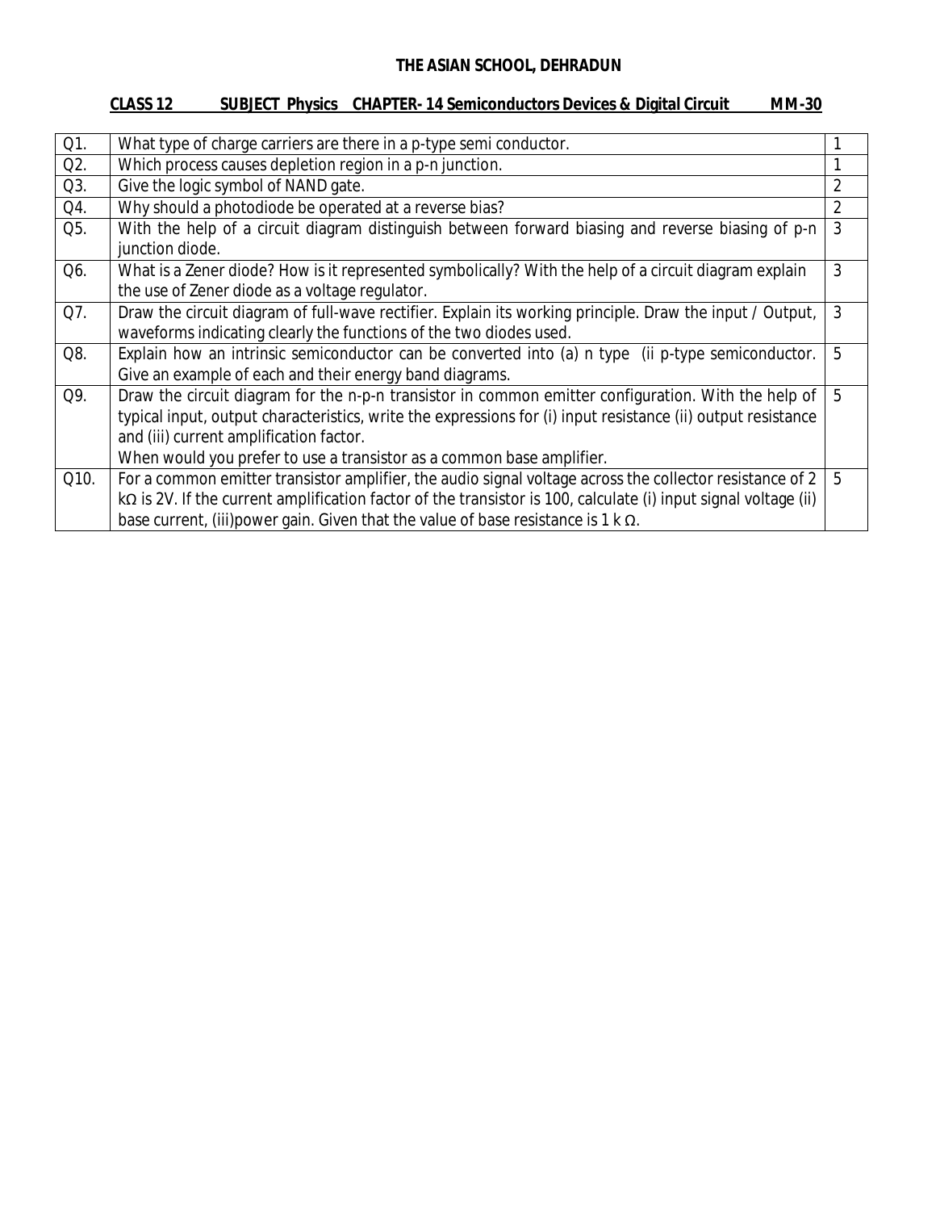# THE ASIAN SCHOOL, DEHRADUN

**CLASS 12 SUBJECT Physics CHAPTER- 14 Semiconductors Devices & Digital Circuit MM-30**

| | | |
|---|---|---|
| Q1. | What type of charge carriers are there in a p-type semi conductor. | 1 |
| Q2. | Which process causes depletion region in a p-n junction. | 1 |
| Q3. | Give the logic symbol of NAND gate. | 2 |
| Q4. | Why should a photodiode be operated at a reverse bias? | 2 |
| Q5. | With the help of a circuit diagram distinguish between forward biasing and reverse biasing of p-n junction diode. | 3 |
| Q6. | What is a Zener diode? How is it represented symbolically? With the help of a circuit diagram explain the use of Zener diode as a voltage regulator. | 3 |
| Q7. | Draw the circuit diagram of full-wave rectifier. Explain its working principle. Draw the input / Output, waveforms indicating clearly the functions of the two diodes used. | 3 |
| Q8. | Explain how an intrinsic semiconductor can be converted into (a) n type (ii p-type semiconductor. Give an example of each and their energy band diagrams. | 5 |
| Q9. | Draw the circuit diagram for the n-p-n transistor in common emitter configuration. With the help of typical input, output characteristics, write the expressions for (i) input resistance (ii) output resistance and (iii) current amplification factor. When would you prefer to use a transistor as a common base amplifier. | 5 |
| Q10. | For a common emitter transistor amplifier, the audio signal voltage across the collector resistance of 2 kΩ is 2V. If the current amplification factor of the transistor is 100, calculate (i) input signal voltage (ii) base current, (iii)power gain. Given that the value of base resistance is 1 k Ω. | 5 |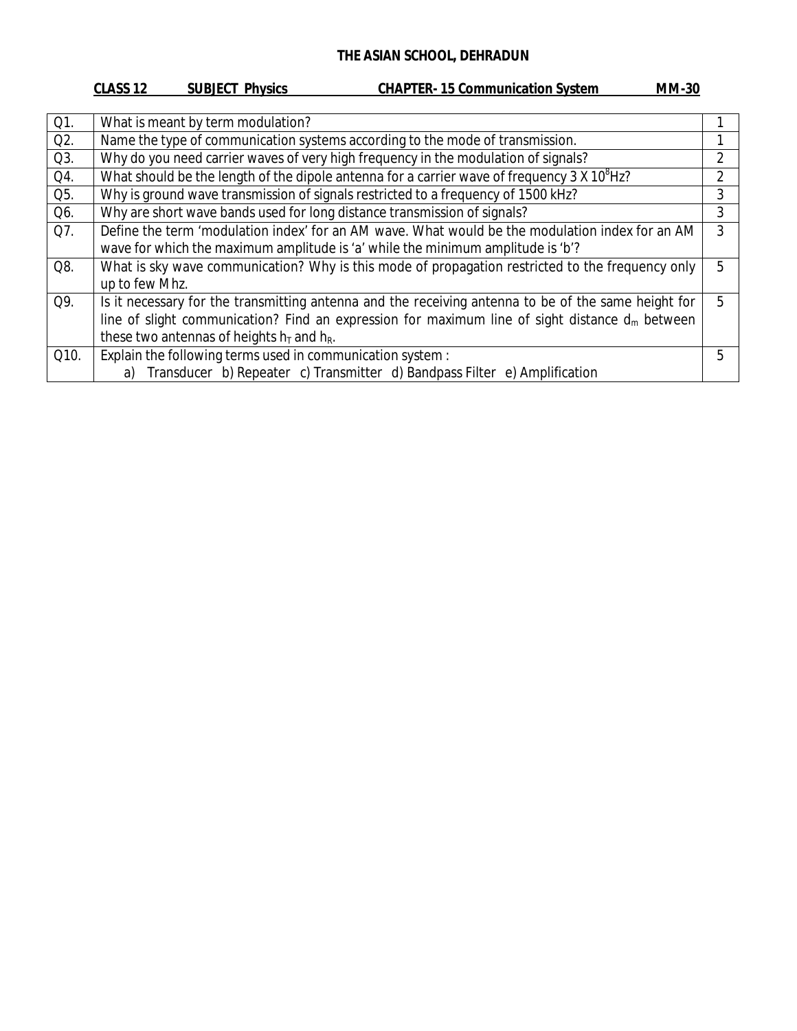# THE ASIAN SCHOOL, DEHRADUN

**CLASS 12** **SUBJECT Physics** **CHAPTER- 15 Communication System** **MM-30**

| | | |
|---|---|---|
| Q1. | What is meant by term modulation? | 1 |
| Q2. | Name the type of communication systems according to the mode of transmission. | 1 |
| Q3. | Why do you need carrier waves of very high frequency in the modulation of signals? | 2 |
| Q4. | What should be the length of the dipole antenna for a carrier wave of frequency $3 \times 10^8$Hz? | 2 |
| Q5. | Why is ground wave transmission of signals restricted to a frequency of 1500 kHz? | 3 |
| Q6. | Why are short wave bands used for long distance transmission of signals? | 3 |
| Q7. | Define the term 'modulation index' for an AM wave. What would be the modulation index for an AM wave for which the maximum amplitude is 'a' while the minimum amplitude is 'b'? | 3 |
| Q8. | What is sky wave communication? Why is this mode of propagation restricted to the frequency only up to few Mhz. | 5 |
| Q9. | Is it necessary for the transmitting antenna and the receiving antenna to be of the same height for line of slight communication? Find an expression for maximum line of sight distance $d_m$ between these two antennas of heights $h_T$ and $h_R$. | 5 |
| Q10. | Explain the following terms used in communication system : a) Transducer b) Repeater c) Transmitter d) Bandpass Filter e) Amplification | 5 |